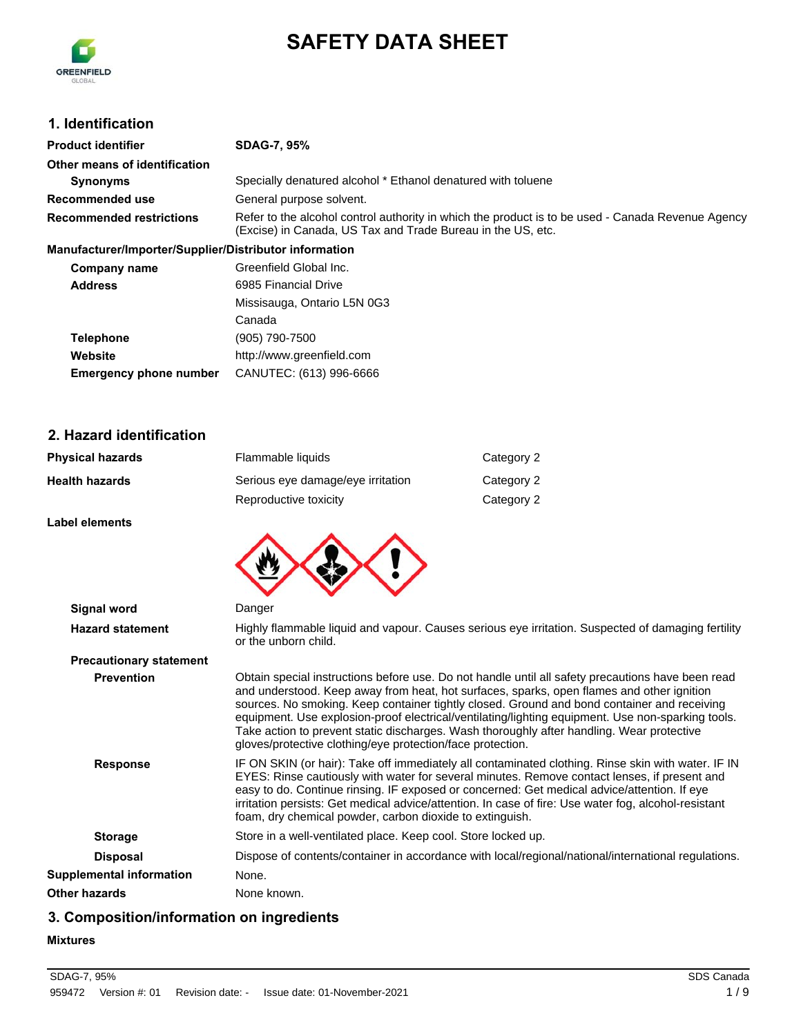# SAFETY DATA SHEET

## 1. Identification

| | |
|---|---|
| **Product identifier** | **SDAG-7, 95%** |
| **Other means of identification** | |
| **Synonyms** | Specially denatured alcohol * Ethanol denatured with toluene |
| **Recommended use** | General purpose solvent. |
| **Recommended restrictions** | Refer to the alcohol control authority in which the product is to be used - Canada Revenue Agency (Excise) in Canada, US Tax and Trade Bureau in the US, etc. |

**Manufacturer/Importer/Supplier/Distributor information**

| | |
|---|---|
| **Company name** | Greenfield Global Inc. |
| **Address** | 6985 Financial Drive<br>Missisauga, Ontario L5N 0G3<br>Canada |
| **Telephone** | (905) 790-7500 |
| **Website** | http://www.greenfield.com |
| **Emergency phone number** | CANUTEC: (613) 996-6666 |

## 2. Hazard identification

| | | |
|---|---|---|
| **Physical hazards** | Flammable liquids | Category 2 |
| **Health hazards** | Serious eye damage/eye irritation | Category 2 |
| | Reproductive toxicity | Category 2 |

**Label elements**

**Signal word** Danger

**Hazard statement** Highly flammable liquid and vapour. Causes serious eye irritation. Suspected of damaging fertility or the unborn child.

**Precautionary statement**

**Prevention** Obtain special instructions before use. Do not handle until all safety precautions have been read and understood. Keep away from heat, hot surfaces, sparks, open flames and other ignition sources. No smoking. Keep container tightly closed. Ground and bond container and receiving equipment. Use explosion-proof electrical/ventilating/lighting equipment. Use non-sparking tools. Take action to prevent static discharges. Wash thoroughly after handling. Wear protective gloves/protective clothing/eye protection/face protection.

**Response** IF ON SKIN (or hair): Take off immediately all contaminated clothing. Rinse skin with water. IF IN EYES: Rinse cautiously with water for several minutes. Remove contact lenses, if present and easy to do. Continue rinsing. IF exposed or concerned: Get medical advice/attention. If eye irritation persists: Get medical advice/attention. In case of fire: Use water fog, alcohol-resistant foam, dry chemical powder, carbon dioxide to extinguish.

**Storage** Store in a well-ventilated place. Keep cool. Store locked up.

**Disposal** Dispose of contents/container in accordance with local/regional/national/international regulations.

**Supplemental information** None.

**Other hazards** None known.

## 3. Composition/information on ingredients

**Mixtures**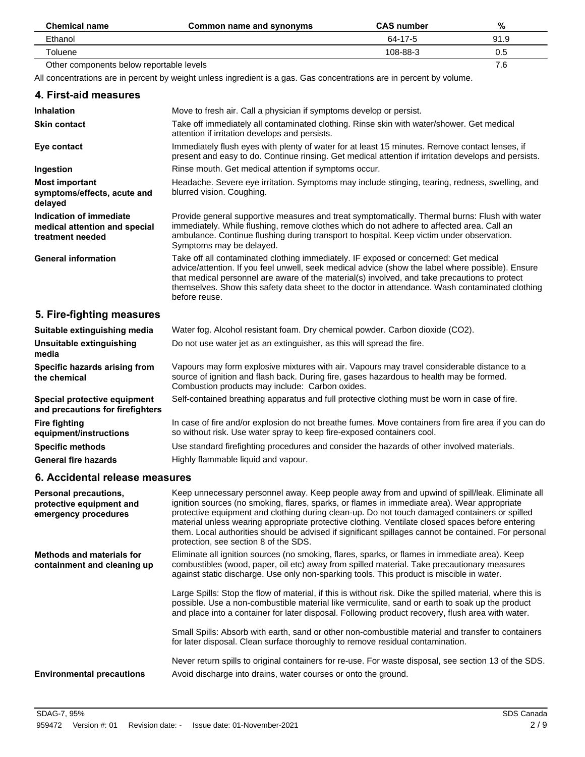| Chemical name | Common name and synonyms | CAS number | % |
|---|---|---|---|
| Ethanol | | 64-17-5 | 91.9 |
| Toluene | | 108-88-3 | 0.5 |
| Other components below reportable levels | | | 7.6 |

All concentrations are in percent by weight unless ingredient is a gas. Gas concentrations are in percent by volume.

## 4. First-aid measures

| | |
|---|---|
| **Inhalation** | Move to fresh air. Call a physician if symptoms develop or persist. |
| **Skin contact** | Take off immediately all contaminated clothing. Rinse skin with water/shower. Get medical attention if irritation develops and persists. |
| **Eye contact** | Immediately flush eyes with plenty of water for at least 15 minutes. Remove contact lenses, if present and easy to do. Continue rinsing. Get medical attention if irritation develops and persists. |
| **Ingestion** | Rinse mouth. Get medical attention if symptoms occur. |
| **Most important symptoms/effects, acute and delayed** | Headache. Severe eye irritation. Symptoms may include stinging, tearing, redness, swelling, and blurred vision. Coughing. |
| **Indication of immediate medical attention and special treatment needed** | Provide general supportive measures and treat symptomatically. Thermal burns: Flush with water immediately. While flushing, remove clothes which do not adhere to affected area. Call an ambulance. Continue flushing during transport to hospital. Keep victim under observation. Symptoms may be delayed. |
| **General information** | Take off all contaminated clothing immediately. IF exposed or concerned: Get medical advice/attention. If you feel unwell, seek medical advice (show the label where possible). Ensure that medical personnel are aware of the material(s) involved, and take precautions to protect themselves. Show this safety data sheet to the doctor in attendance. Wash contaminated clothing before reuse. |

## 5. Fire-fighting measures

| | |
|---|---|
| **Suitable extinguishing media** | Water fog. Alcohol resistant foam. Dry chemical powder. Carbon dioxide ($CO_2$). |
| **Unsuitable extinguishing media** | Do not use water jet as an extinguisher, as this will spread the fire. |
| **Specific hazards arising from the chemical** | Vapours may form explosive mixtures with air. Vapours may travel considerable distance to a source of ignition and flash back. During fire, gases hazardous to health may be formed. Combustion products may include: Carbon oxides. |
| **Special protective equipment and precautions for firefighters** | Self-contained breathing apparatus and full protective clothing must be worn in case of fire. |
| **Fire fighting equipment/instructions** | In case of fire and/or explosion do not breathe fumes. Move containers from fire area if you can do so without risk. Use water spray to keep fire-exposed containers cool. |
| **Specific methods** | Use standard firefighting procedures and consider the hazards of other involved materials. |
| **General fire hazards** | Highly flammable liquid and vapour. |

## 6. Accidental release measures

**Personal precautions, protective equipment and emergency procedures**

Keep unnecessary personnel away. Keep people away from and upwind of spill/leak. Eliminate all ignition sources (no smoking, flares, sparks, or flames in immediate area). Wear appropriate protective equipment and clothing during clean-up. Do not touch damaged containers or spilled material unless wearing appropriate protective clothing. Ventilate closed spaces before entering them. Local authorities should be advised if significant spillages cannot be contained. For personal protection, see section 8 of the SDS.

**Methods and materials for containment and cleaning up**

Eliminate all ignition sources (no smoking, flares, sparks, or flames in immediate area). Keep combustibles (wood, paper, oil etc) away from spilled material. Take precautionary measures against static discharge. Use only non-sparking tools. This product is miscible in water.

Large Spills: Stop the flow of material, if this is without risk. Dike the spilled material, where this is possible. Use a non-combustible material like vermiculite, sand or earth to soak up the product and place into a container for later disposal. Following product recovery, flush area with water.

Small Spills: Absorb with earth, sand or other non-combustible material and transfer to containers for later disposal. Clean surface thoroughly to remove residual contamination.

Never return spills to original containers for re-use. For waste disposal, see section 13 of the SDS.

**Environmental precautions**

Avoid discharge into drains, water courses or onto the ground.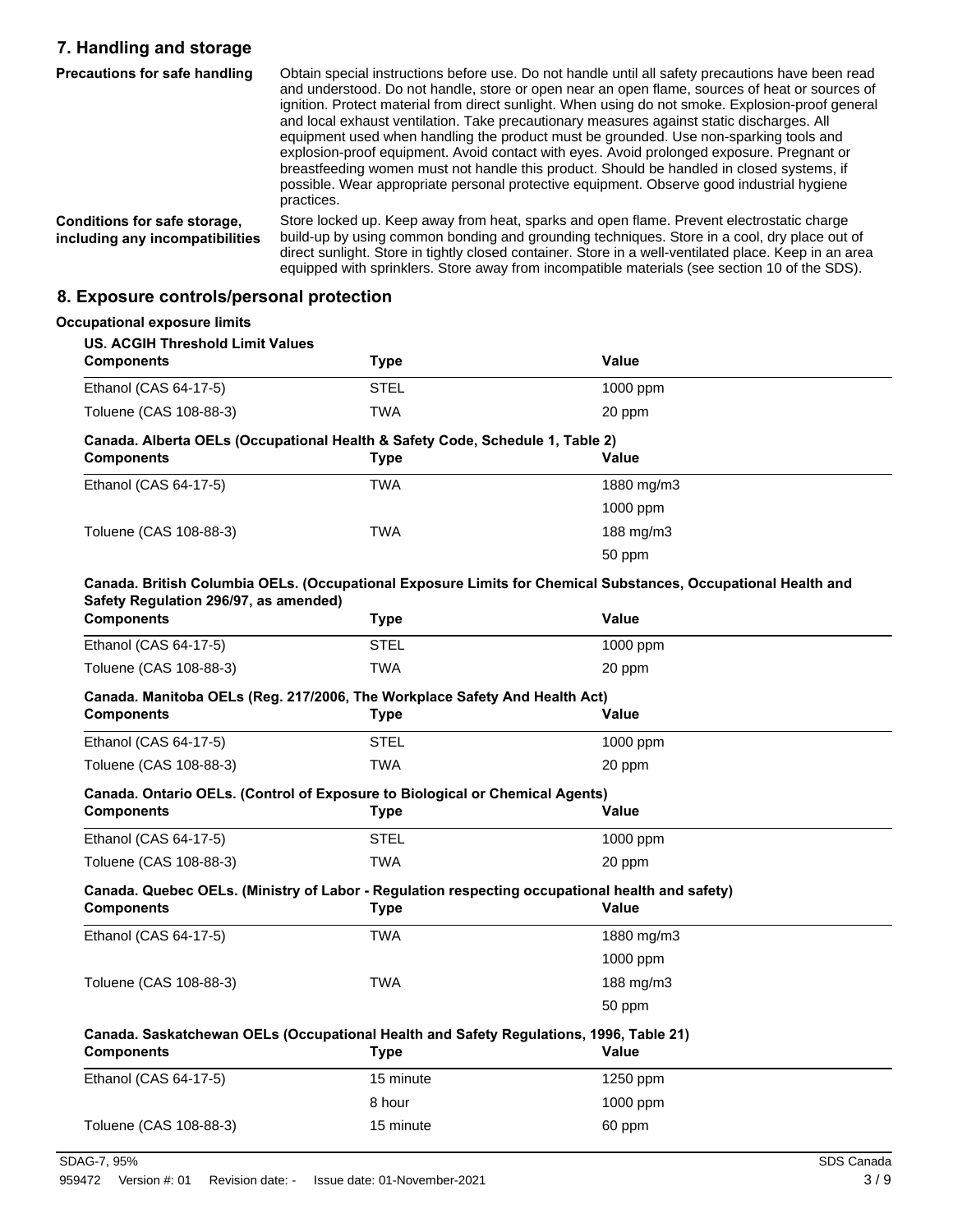## 7. Handling and storage

**Precautions for safe handling**

Obtain special instructions before use. Do not handle until all safety precautions have been read and understood. Do not handle, store or open near an open flame, sources of heat or sources of ignition. Protect material from direct sunlight. When using do not smoke. Explosion-proof general and local exhaust ventilation. Take precautionary measures against static discharges. All equipment used when handling the product must be grounded. Use non-sparking tools and explosion-proof equipment. Avoid contact with eyes. Avoid prolonged exposure. Pregnant or breastfeeding women must not handle this product. Should be handled in closed systems, if possible. Wear appropriate personal protective equipment. Observe good industrial hygiene practices.

**Conditions for safe storage, including any incompatibilities**

Store locked up. Keep away from heat, sparks and open flame. Prevent electrostatic charge build-up by using common bonding and grounding techniques. Store in a cool, dry place out of direct sunlight. Store in tightly closed container. Store in a well-ventilated place. Keep in an area equipped with sprinklers. Store away from incompatible materials (see section 10 of the SDS).

## 8. Exposure controls/personal protection

**Occupational exposure limits**

**US. ACGIH Threshold Limit Values**

| Components | Type | Value |
|---|---|---|
| Ethanol (CAS 64-17-5) | STEL | 1000 ppm |
| Toluene (CAS 108-88-3) | TWA | 20 ppm |

**Canada. Alberta OELs (Occupational Health & Safety Code, Schedule 1, Table 2)**

| Components | Type | Value |
|---|---|---|
| Ethanol (CAS 64-17-5) | TWA | 1880 mg/m3 |
| | | 1000 ppm |
| Toluene (CAS 108-88-3) | TWA | 188 mg/m3 |
| | | 50 ppm |

**Canada. British Columbia OELs. (Occupational Exposure Limits for Chemical Substances, Occupational Health and Safety Regulation 296/97, as amended)**

| Components | Type | Value |
|---|---|---|
| Ethanol (CAS 64-17-5) | STEL | 1000 ppm |
| Toluene (CAS 108-88-3) | TWA | 20 ppm |

**Canada. Manitoba OELs (Reg. 217/2006, The Workplace Safety And Health Act)**

| Components | Type | Value |
|---|---|---|
| Ethanol (CAS 64-17-5) | STEL | 1000 ppm |
| Toluene (CAS 108-88-3) | TWA | 20 ppm |

**Canada. Ontario OELs. (Control of Exposure to Biological or Chemical Agents)**

| Components | Type | Value |
|---|---|---|
| Ethanol (CAS 64-17-5) | STEL | 1000 ppm |
| Toluene (CAS 108-88-3) | TWA | 20 ppm |

**Canada. Quebec OELs. (Ministry of Labor - Regulation respecting occupational health and safety)**

| Components | Type | Value |
|---|---|---|
| Ethanol (CAS 64-17-5) | TWA | 1880 mg/m3 |
| | | 1000 ppm |
| Toluene (CAS 108-88-3) | TWA | 188 mg/m3 |
| | | 50 ppm |

**Canada. Saskatchewan OELs (Occupational Health and Safety Regulations, 1996, Table 21)**

| Components | Type | Value |
|---|---|---|
| Ethanol (CAS 64-17-5) | 15 minute | 1250 ppm |
| | 8 hour | 1000 ppm |
| Toluene (CAS 108-88-3) | 15 minute | 60 ppm |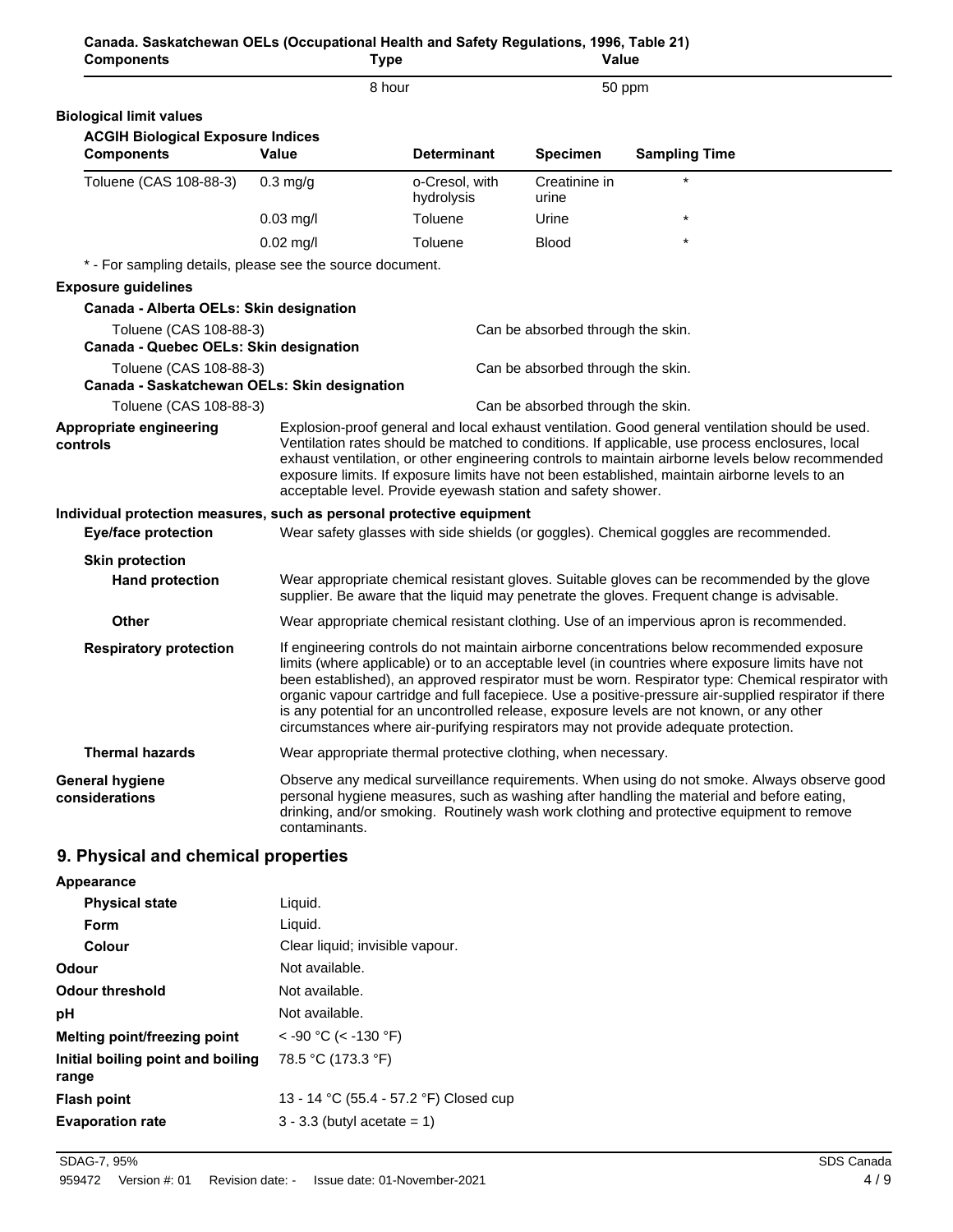**Canada. Saskatchewan OELs (Occupational Health and Safety Regulations, 1996, Table 21)**

| Components | Type | Value |
|---|---|---|
| | 8 hour | 50 ppm |

**Biological limit values**

**ACGIH Biological Exposure Indices**

| Components | Value | Determinant | Specimen | Sampling Time |
|---|---|---|---|---|
| Toluene (CAS 108-88-3) | 0.3 mg/g | o-Cresol, with hydrolysis | Creatinine in urine | * |
| | 0.03 mg/l | Toluene | Urine | * |
| | 0.02 mg/l | Toluene | Blood | * |

\* - For sampling details, please see the source document.

**Exposure guidelines**

**Canada - Alberta OELs: Skin designation**

Toluene (CAS 108-88-3) — Can be absorbed through the skin.

**Canada - Quebec OELs: Skin designation**

Toluene (CAS 108-88-3) — Can be absorbed through the skin.

**Canada - Saskatchewan OELs: Skin designation**

Toluene (CAS 108-88-3) — Can be absorbed through the skin.

**Appropriate engineering controls**

Explosion-proof general and local exhaust ventilation. Good general ventilation should be used. Ventilation rates should be matched to conditions. If applicable, use process enclosures, local exhaust ventilation, or other engineering controls to maintain airborne levels below recommended exposure limits. If exposure limits have not been established, maintain airborne levels to an acceptable level. Provide eyewash station and safety shower.

**Individual protection measures, such as personal protective equipment**

**Eye/face protection**

Wear safety glasses with side shields (or goggles). Chemical goggles are recommended.

**Skin protection**

**Hand protection**

Wear appropriate chemical resistant gloves. Suitable gloves can be recommended by the glove supplier. Be aware that the liquid may penetrate the gloves. Frequent change is advisable.

**Other**

Wear appropriate chemical resistant clothing. Use of an impervious apron is recommended.

**Respiratory protection**

If engineering controls do not maintain airborne concentrations below recommended exposure limits (where applicable) or to an acceptable level (in countries where exposure limits have not been established), an approved respirator must be worn. Respirator type: Chemical respirator with organic vapour cartridge and full facepiece. Use a positive-pressure air-supplied respirator if there is any potential for an uncontrolled release, exposure levels are not known, or any other circumstances where air-purifying respirators may not provide adequate protection.

**Thermal hazards**

Wear appropriate thermal protective clothing, when necessary.

**General hygiene considerations**

Observe any medical surveillance requirements. When using do not smoke. Always observe good personal hygiene measures, such as washing after handling the material and before eating, drinking, and/or smoking. Routinely wash work clothing and protective equipment to remove contaminants.

## 9. Physical and chemical properties

**Appearance**

| | |
|---|---|
| **Physical state** | Liquid. |
| **Form** | Liquid. |
| **Colour** | Clear liquid; invisible vapour. |
| **Odour** | Not available. |
| **Odour threshold** | Not available. |
| **pH** | Not available. |
| **Melting point/freezing point** | < -90 °C (< -130 °F) |
| **Initial boiling point and boiling range** | 78.5 °C (173.3 °F) |
| **Flash point** | 13 - 14 °C (55.4 - 57.2 °F) Closed cup |
| **Evaporation rate** | 3 - 3.3 (butyl acetate = 1) |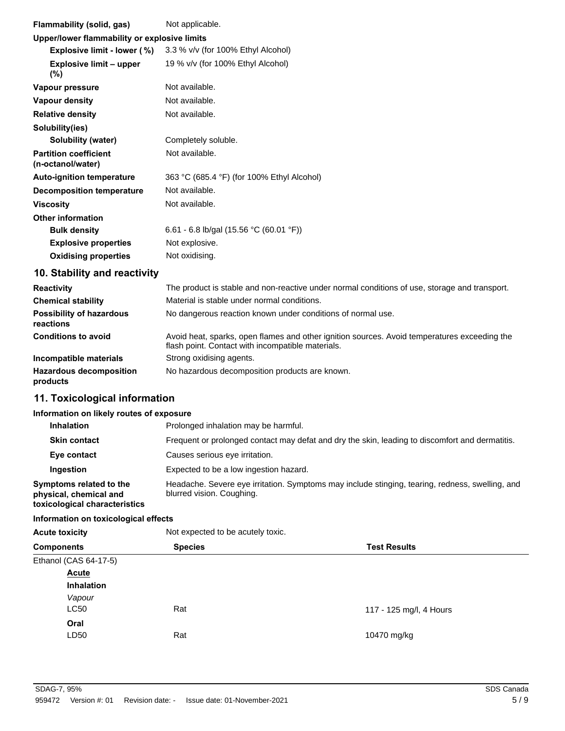| | |
|---|---|
| **Flammability (solid, gas)** | Not applicable. |
| **Upper/lower flammability or explosive limits** | |
| **Explosive limit - lower (%)** | 3.3 % v/v (for 100% Ethyl Alcohol) |
| **Explosive limit – upper (%)** | 19 % v/v (for 100% Ethyl Alcohol) |
| **Vapour pressure** | Not available. |
| **Vapour density** | Not available. |
| **Relative density** | Not available. |
| **Solubility(ies)** | |
| **Solubility (water)** | Completely soluble. |
| **Partition coefficient (n-octanol/water)** | Not available. |
| **Auto-ignition temperature** | 363 °C (685.4 °F) (for 100% Ethyl Alcohol) |
| **Decomposition temperature** | Not available. |
| **Viscosity** | Not available. |
| **Other information** | |
| **Bulk density** | 6.61 - 6.8 lb/gal (15.56 °C (60.01 °F)) |
| **Explosive properties** | Not explosive. |
| **Oxidising properties** | Not oxidising. |

## 10. Stability and reactivity

| | |
|---|---|
| **Reactivity** | The product is stable and non-reactive under normal conditions of use, storage and transport. |
| **Chemical stability** | Material is stable under normal conditions. |
| **Possibility of hazardous reactions** | No dangerous reaction known under conditions of normal use. |
| **Conditions to avoid** | Avoid heat, sparks, open flames and other ignition sources. Avoid temperatures exceeding the flash point. Contact with incompatible materials. |
| **Incompatible materials** | Strong oxidising agents. |
| **Hazardous decomposition products** | No hazardous decomposition products are known. |

## 11. Toxicological information

**Information on likely routes of exposure**

| | |
|---|---|
| **Inhalation** | Prolonged inhalation may be harmful. |
| **Skin contact** | Frequent or prolonged contact may defat and dry the skin, leading to discomfort and dermatitis. |
| **Eye contact** | Causes serious eye irritation. |
| **Ingestion** | Expected to be a low ingestion hazard. |
| **Symptoms related to the physical, chemical and toxicological characteristics** | Headache. Severe eye irritation. Symptoms may include stinging, tearing, redness, swelling, and blurred vision. Coughing. |

**Information on toxicological effects**

**Acute toxicity** Not expected to be acutely toxic.

| Components | Species | Test Results |
|---|---|---|
| Ethanol (CAS 64-17-5) | | |
| Acute | | |
| **Inhalation** | | |
| *Vapour* | | |
| LC50 | Rat | 117 - 125 mg/l, 4 Hours |
| **Oral** | | |
| LD50 | Rat | 10470 mg/kg |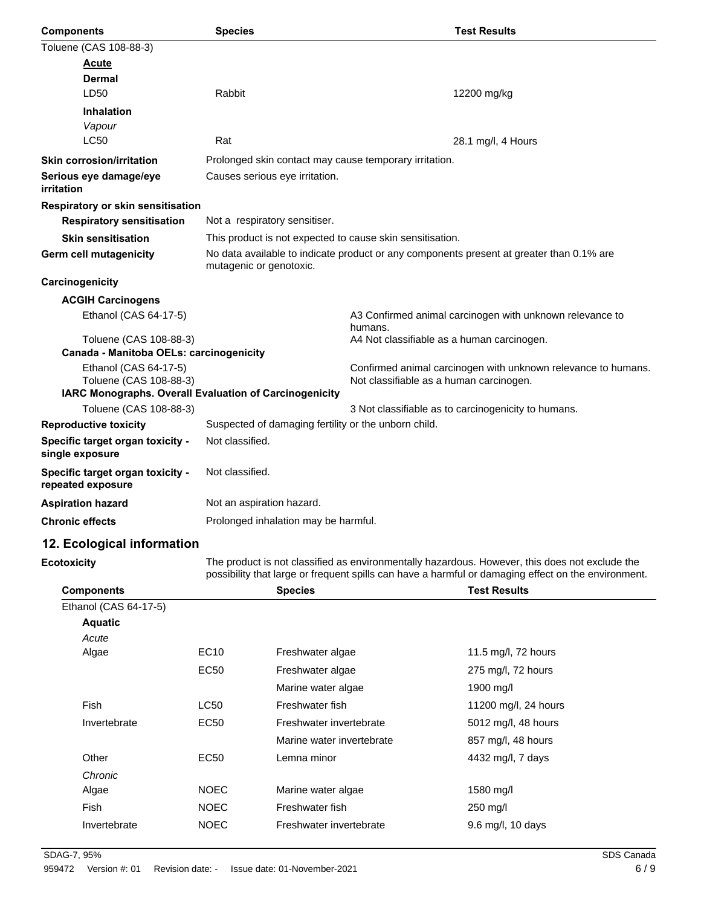| Components | Species | Test Results |
| --- | --- | --- |
| Toluene (CAS 108-88-3) | | |
| **Acute** | | |
| **Dermal** | | |
| LD50 | Rabbit | 12200 mg/kg |
| **Inhalation** | | |
| *Vapour* | | |
| LC50 | Rat | 28.1 mg/l, 4 Hours |

**Skin corrosion/irritation** Prolonged skin contact may cause temporary irritation.

**Serious eye damage/eye irritation** Causes serious eye irritation.

**Respiratory or skin sensitisation**

**Respiratory sensitisation** Not a respiratory sensitiser.

**Skin sensitisation** This product is not expected to cause skin sensitisation.

**Germ cell mutagenicity** No data available to indicate product or any components present at greater than 0.1% are mutagenic or genotoxic.

**Carcinogenicity**

**ACGIH Carcinogens**

| | |
| --- | --- |
| Ethanol (CAS 64-17-5) | A3 Confirmed animal carcinogen with unknown relevance to humans. |
| Toluene (CAS 108-88-3) | A4 Not classifiable as a human carcinogen. |

**Canada - Manitoba OELs: carcinogenicity**

| | |
| --- | --- |
| Ethanol (CAS 64-17-5) | Confirmed animal carcinogen with unknown relevance to humans. |
| Toluene (CAS 108-88-3) | Not classifiable as a human carcinogen. |

**IARC Monographs. Overall Evaluation of Carcinogenicity**

| | |
| --- | --- |
| Toluene (CAS 108-88-3) | 3 Not classifiable as to carcinogenicity to humans. |

**Reproductive toxicity** Suspected of damaging fertility or the unborn child.

**Specific target organ toxicity - single exposure** Not classified.

**Specific target organ toxicity - repeated exposure** Not classified.

**Aspiration hazard** Not an aspiration hazard.

**Chronic effects** Prolonged inhalation may be harmful.

## 12. Ecological information

**Ecotoxicity** The product is not classified as environmentally hazardous. However, this does not exclude the possibility that large or frequent spills can have a harmful or damaging effect on the environment.

| Components | | Species | Test Results |
| --- | --- | --- | --- |
| Ethanol (CAS 64-17-5) | | | |
| **Aquatic** | | | |
| *Acute* | | | |
| Algae | EC10 | Freshwater algae | 11.5 mg/l, 72 hours |
| | EC50 | Freshwater algae | 275 mg/l, 72 hours |
| | | Marine water algae | 1900 mg/l |
| Fish | LC50 | Freshwater fish | 11200 mg/l, 24 hours |
| Invertebrate | EC50 | Freshwater invertebrate | 5012 mg/l, 48 hours |
| | | Marine water invertebrate | 857 mg/l, 48 hours |
| Other | EC50 | Lemna minor | 4432 mg/l, 7 days |
| *Chronic* | | | |
| Algae | NOEC | Marine water algae | 1580 mg/l |
| Fish | NOEC | Freshwater fish | 250 mg/l |
| Invertebrate | NOEC | Freshwater invertebrate | 9.6 mg/l, 10 days |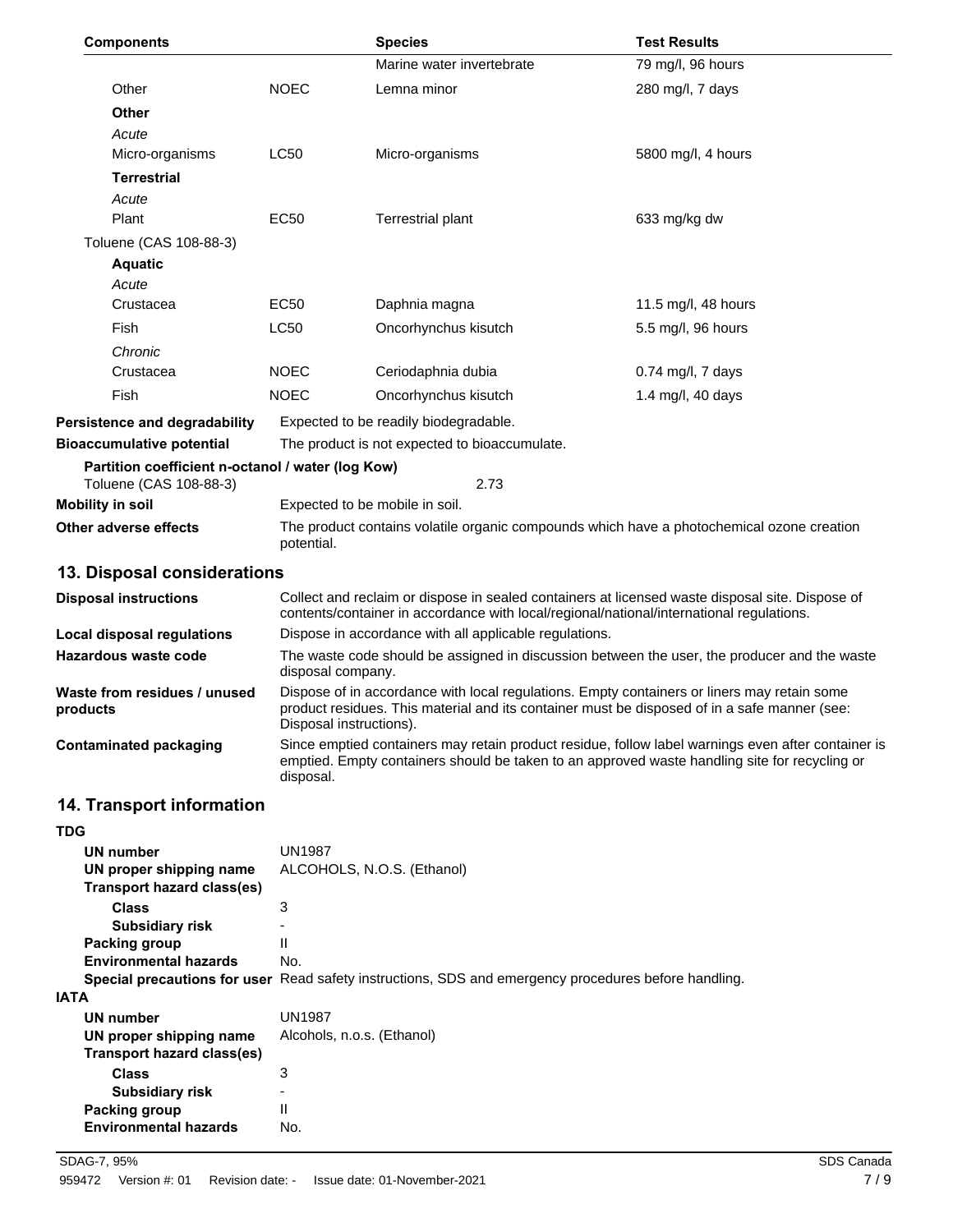| Components | | Species | Test Results |
|---|---|---|---|
| | | Marine water invertebrate | 79 mg/l, 96 hours |
| Other | NOEC | Lemna minor | 280 mg/l, 7 days |
| **Other** | | | |
| *Acute* | | | |
| Micro-organisms | LC50 | Micro-organisms | 5800 mg/l, 4 hours |
| **Terrestrial** | | | |
| *Acute* | | | |
| Plant | EC50 | Terrestrial plant | 633 mg/kg dw |
| Toluene (CAS 108-88-3) | | | |
| **Aquatic** | | | |
| *Acute* | | | |
| Crustacea | EC50 | Daphnia magna | 11.5 mg/l, 48 hours |
| Fish | LC50 | Oncorhynchus kisutch | 5.5 mg/l, 96 hours |
| *Chronic* | | | |
| Crustacea | NOEC | Ceriodaphnia dubia | 0.74 mg/l, 7 days |
| Fish | NOEC | Oncorhynchus kisutch | 1.4 mg/l, 40 days |

**Persistence and degradability** Expected to be readily biodegradable.

**Bioaccumulative potential** The product is not expected to bioaccumulate.

**Partition coefficient n-octanol / water (log Kow)**

Toluene (CAS 108-88-3) 2.73

**Mobility in soil** Expected to be mobile in soil.

**Other adverse effects** The product contains volatile organic compounds which have a photochemical ozone creation potential.

## 13. Disposal considerations

**Disposal instructions** Collect and reclaim or dispose in sealed containers at licensed waste disposal site. Dispose of contents/container in accordance with local/regional/national/international regulations.

**Local disposal regulations** Dispose in accordance with all applicable regulations.

**Hazardous waste code** The waste code should be assigned in discussion between the user, the producer and the waste disposal company.

**Waste from residues / unused products** Dispose of in accordance with local regulations. Empty containers or liners may retain some product residues. This material and its container must be disposed of in a safe manner (see: Disposal instructions).

**Contaminated packaging** Since emptied containers may retain product residue, follow label warnings even after container is emptied. Empty containers should be taken to an approved waste handling site for recycling or disposal.

## 14. Transport information

**TDG**

**UN number** UN1987

**UN proper shipping name** ALCOHOLS, N.O.S. (Ethanol)

**Transport hazard class(es)**

**Class** 3

**Subsidiary risk** -

**Packing group** II

**Environmental hazards** No.

**Special precautions for user** Read safety instructions, SDS and emergency procedures before handling.

**IATA**

**UN number** UN1987

**UN proper shipping name** Alcohols, n.o.s. (Ethanol)

**Transport hazard class(es)**

**Class** 3

**Subsidiary risk** -

**Packing group** II

**Environmental hazards** No.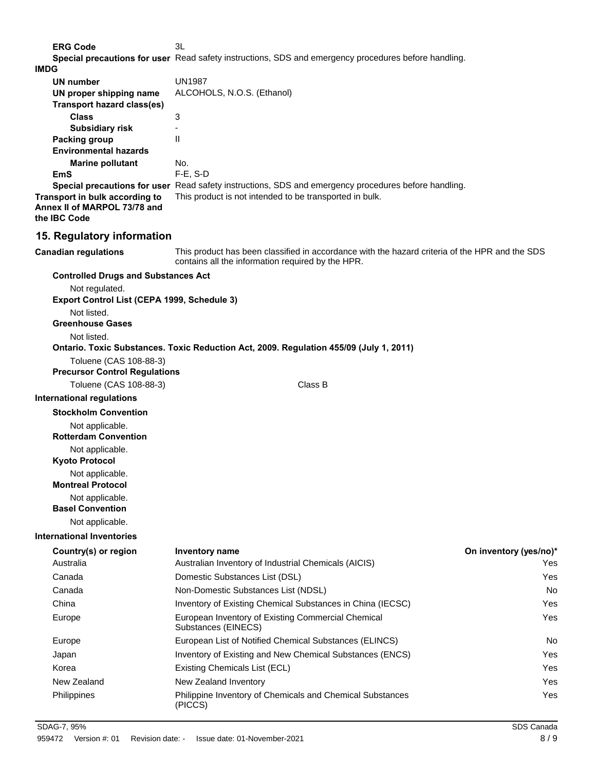**ERG Code** 3L

**Special precautions for user** Read safety instructions, SDS and emergency procedures before handling.

**IMDG**

**UN number** UN1987

**UN proper shipping name** ALCOHOLS, N.O.S. (Ethanol)

**Transport hazard class(es)**

**Class** 3

**Subsidiary risk** -

**Packing group** II

**Environmental hazards**

**Marine pollutant** No.

**EmS** F-E, S-D

**Special precautions for user** Read safety instructions, SDS and emergency procedures before handling.

**Transport in bulk according to Annex II of MARPOL 73/78 and the IBC Code** This product is not intended to be transported in bulk.

## 15. Regulatory information

**Canadian regulations** This product has been classified in accordance with the hazard criteria of the HPR and the SDS contains all the information required by the HPR.

**Controlled Drugs and Substances Act**

Not regulated.

**Export Control List (CEPA 1999, Schedule 3)**

Not listed.

**Greenhouse Gases**

Not listed.

**Ontario. Toxic Substances. Toxic Reduction Act, 2009. Regulation 455/09 (July 1, 2011)**

Toluene (CAS 108-88-3)

**Precursor Control Regulations**

Toluene (CAS 108-88-3) Class B

**International regulations**

**Stockholm Convention**

Not applicable.

**Rotterdam Convention**

Not applicable.

**Kyoto Protocol**

Not applicable.

**Montreal Protocol**

Not applicable.

**Basel Convention**

Not applicable.

**International Inventories**

| Country(s) or region | Inventory name | On inventory (yes/no)* |
|---|---|---|
| Australia | Australian Inventory of Industrial Chemicals (AICIS) | Yes |
| Canada | Domestic Substances List (DSL) | Yes |
| Canada | Non-Domestic Substances List (NDSL) | No |
| China | Inventory of Existing Chemical Substances in China (IECSC) | Yes |
| Europe | European Inventory of Existing Commercial Chemical Substances (EINECS) | Yes |
| Europe | European List of Notified Chemical Substances (ELINCS) | No |
| Japan | Inventory of Existing and New Chemical Substances (ENCS) | Yes |
| Korea | Existing Chemicals List (ECL) | Yes |
| New Zealand | New Zealand Inventory | Yes |
| Philippines | Philippine Inventory of Chemicals and Chemical Substances (PICCS) | Yes |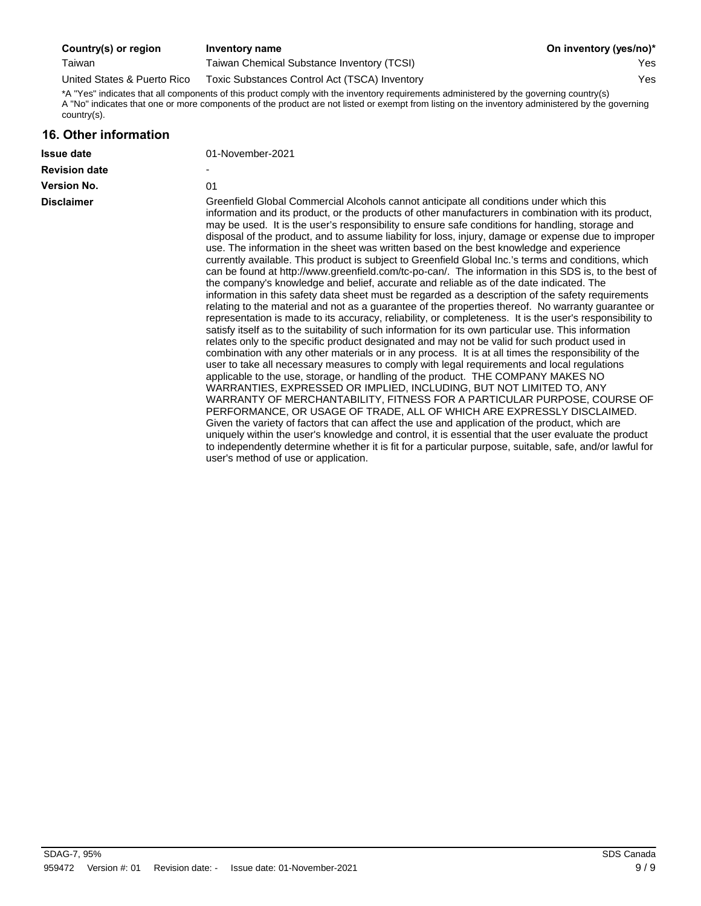| Country(s) or region | Inventory name | On inventory (yes/no)* |
| --- | --- | --- |
| Taiwan | Taiwan Chemical Substance Inventory (TCSI) | Yes |
| United States & Puerto Rico | Toxic Substances Control Act (TSCA) Inventory | Yes |

*A "Yes" indicates that all components of this product comply with the inventory requirements administered by the governing country(s)
A "No" indicates that one or more components of the product are not listed or exempt from listing on the inventory administered by the governing country(s).

## 16. Other information

**Issue date** 01-November-2021

**Revision date** -

**Version No.** 01

**Disclaimer** Greenfield Global Commercial Alcohols cannot anticipate all conditions under which this information and its product, or the products of other manufacturers in combination with its product, may be used. It is the user's responsibility to ensure safe conditions for handling, storage and disposal of the product, and to assume liability for loss, injury, damage or expense due to improper use. The information in the sheet was written based on the best knowledge and experience currently available. This product is subject to Greenfield Global Inc.'s terms and conditions, which can be found at http://www.greenfield.com/tc-po-can/. The information in this SDS is, to the best of the company's knowledge and belief, accurate and reliable as of the date indicated. The information in this safety data sheet must be regarded as a description of the safety requirements relating to the material and not as a guarantee of the properties thereof. No warranty guarantee or representation is made to its accuracy, reliability, or completeness. It is the user's responsibility to satisfy itself as to the suitability of such information for its own particular use. This information relates only to the specific product designated and may not be valid for such product used in combination with any other materials or in any process. It is at all times the responsibility of the user to take all necessary measures to comply with legal requirements and local regulations applicable to the use, storage, or handling of the product. THE COMPANY MAKES NO WARRANTIES, EXPRESSED OR IMPLIED, INCLUDING, BUT NOT LIMITED TO, ANY WARRANTY OF MERCHANTABILITY, FITNESS FOR A PARTICULAR PURPOSE, COURSE OF PERFORMANCE, OR USAGE OF TRADE, ALL OF WHICH ARE EXPRESSLY DISCLAIMED. Given the variety of factors that can affect the use and application of the product, which are uniquely within the user's knowledge and control, it is essential that the user evaluate the product to independently determine whether it is fit for a particular purpose, suitable, safe, and/or lawful for user's method of use or application.